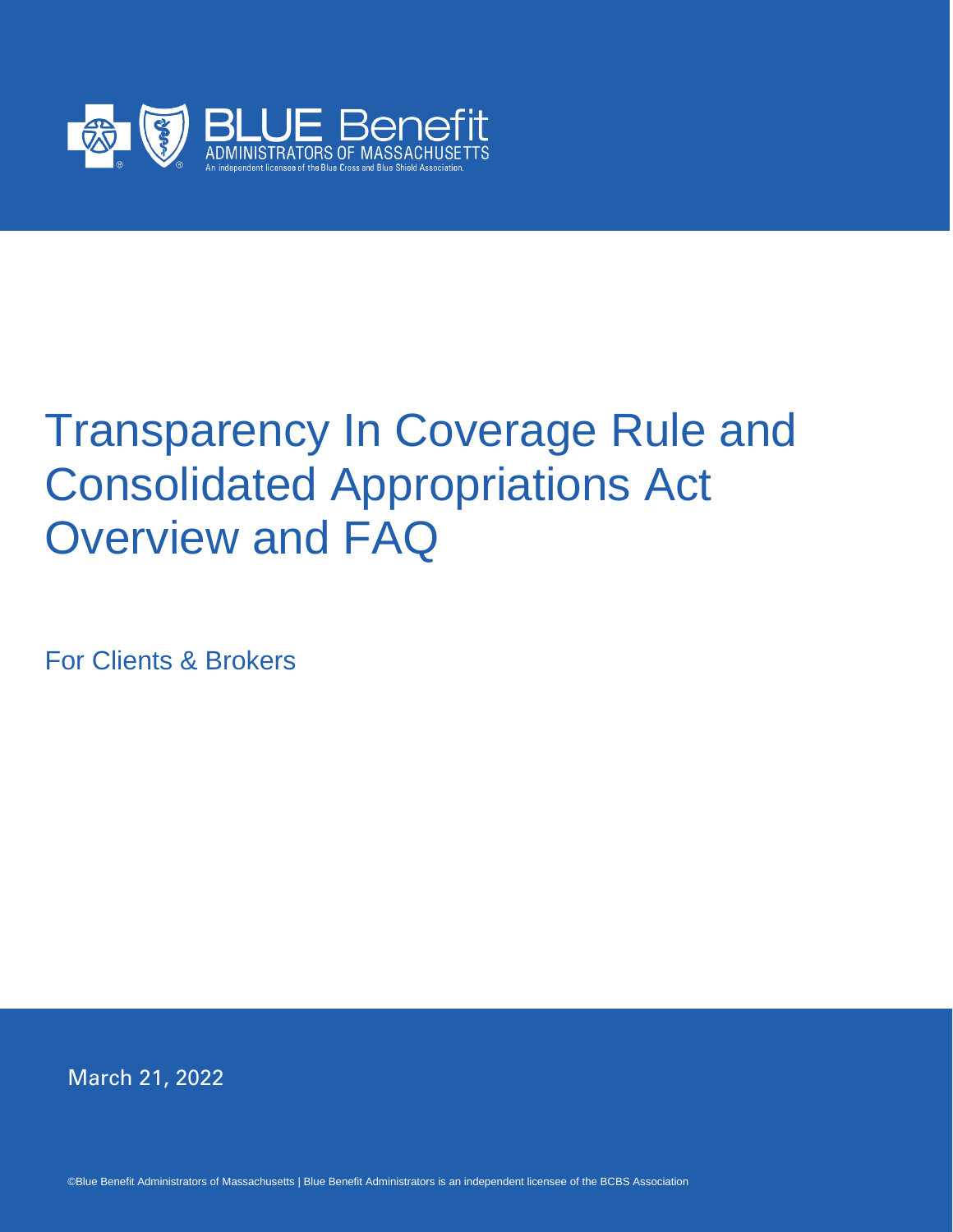BLUE Benefit
ADMINISTRATORS OF MASSACHUSETTS
An independent licensee of the Blue Cross and Blue Shield Association.

# Transparency In Coverage Rule and Consolidated Appropriations Act Overview and FAQ

For Clients & Brokers

March 21, 2022

©Blue Benefit Administrators of Massachusetts | Blue Benefit Administrators is an independent licensee of the BCBS Association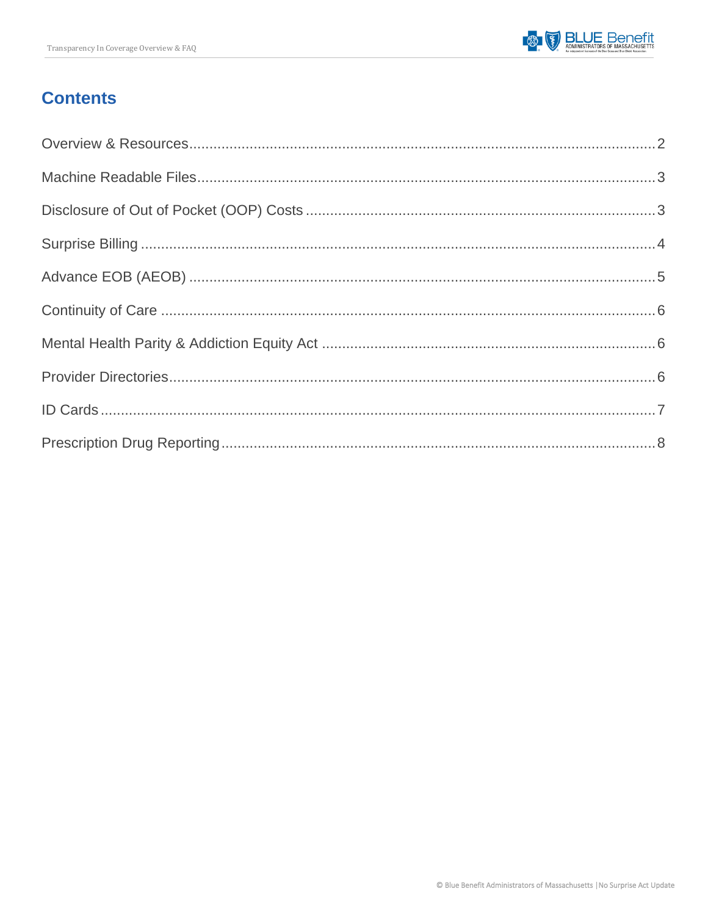# Contents

Overview & Resources....................................................................................................2

Machine Readable Files....................................................................................................3

Disclosure of Out of Pocket (OOP) Costs....................................................................................................3

Surprise Billing....................................................................................................4

Advance EOB (AEOB)....................................................................................................5

Continuity of Care....................................................................................................6

Mental Health Parity & Addiction Equity Act....................................................................................................6

Provider Directories....................................................................................................6

ID Cards....................................................................................................7

Prescription Drug Reporting....................................................................................................8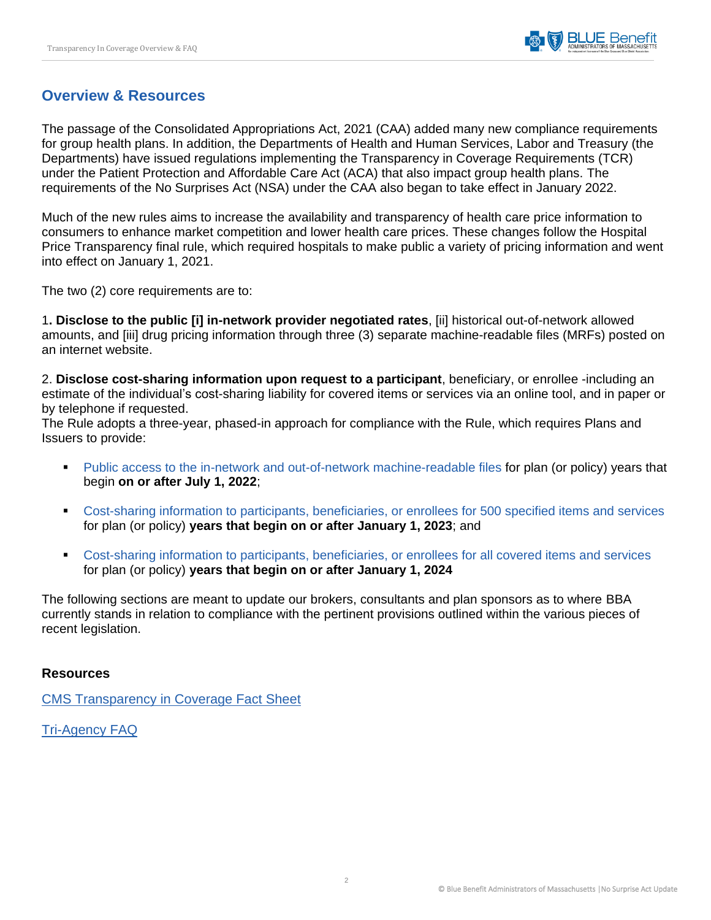## Overview & Resources

The passage of the Consolidated Appropriations Act, 2021 (CAA) added many new compliance requirements for group health plans. In addition, the Departments of Health and Human Services, Labor and Treasury (the Departments) have issued regulations implementing the Transparency in Coverage Requirements (TCR) under the Patient Protection and Affordable Care Act (ACA) that also impact group health plans. The requirements of the No Surprises Act (NSA) under the CAA also began to take effect in January 2022.

Much of the new rules aims to increase the availability and transparency of health care price information to consumers to enhance market competition and lower health care prices. These changes follow the Hospital Price Transparency final rule, which required hospitals to make public a variety of pricing information and went into effect on January 1, 2021.

The two (2) core requirements are to:

1**. Disclose to the public [i] in-network provider negotiated rates**, [ii] historical out-of-network allowed amounts, and [iii] drug pricing information through three (3) separate machine-readable files (MRFs) posted on an internet website.

2. **Disclose cost-sharing information upon request to a participant**, beneficiary, or enrollee -including an estimate of the individual's cost-sharing liability for covered items or services via an online tool, and in paper or by telephone if requested.
The Rule adopts a three-year, phased-in approach for compliance with the Rule, which requires Plans and Issuers to provide:

- Public access to the in-network and out-of-network machine-readable files for plan (or policy) years that begin **on or after July 1, 2022**;

- Cost-sharing information to participants, beneficiaries, or enrollees for 500 specified items and services for plan (or policy) **years that begin on or after January 1, 2023**; and

- Cost-sharing information to participants, beneficiaries, or enrollees for all covered items and services for plan (or policy) **years that begin on or after January 1, 2024**

The following sections are meant to update our brokers, consultants and plan sponsors as to where BBA currently stands in relation to compliance with the pertinent provisions outlined within the various pieces of recent legislation.

### Resources

CMS Transparency in Coverage Fact Sheet

Tri-Agency FAQ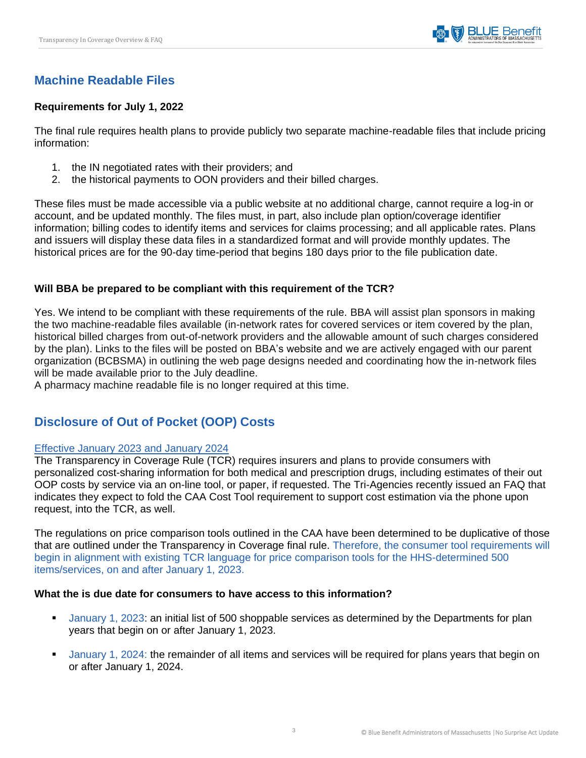## Machine Readable Files

### Requirements for July 1, 2022

The final rule requires health plans to provide publicly two separate machine-readable files that include pricing information:

1. the IN negotiated rates with their providers; and
2. the historical payments to OON providers and their billed charges.

These files must be made accessible via a public website at no additional charge, cannot require a log-in or account, and be updated monthly. The files must, in part, also include plan option/coverage identifier information; billing codes to identify items and services for claims processing; and all applicable rates. Plans and issuers will display these data files in a standardized format and will provide monthly updates. The historical prices are for the 90-day time-period that begins 180 days prior to the file publication date.

### Will BBA be prepared to be compliant with this requirement of the TCR?

Yes. We intend to be compliant with these requirements of the rule. BBA will assist plan sponsors in making the two machine-readable files available (in-network rates for covered services or item covered by the plan, historical billed charges from out-of-network providers and the allowable amount of such charges considered by the plan). Links to the files will be posted on BBA's website and we are actively engaged with our parent organization (BCBSMA) in outlining the web page designs needed and coordinating how the in-network files will be made available prior to the July deadline.
A pharmacy machine readable file is no longer required at this time.

## Disclosure of Out of Pocket (OOP) Costs

Effective January 2023 and January 2024

The Transparency in Coverage Rule (TCR) requires insurers and plans to provide consumers with personalized cost-sharing information for both medical and prescription drugs, including estimates of their out OOP costs by service via an on-line tool, or paper, if requested. The Tri-Agencies recently issued an FAQ that indicates they expect to fold the CAA Cost Tool requirement to support cost estimation via the phone upon request, into the TCR, as well.

The regulations on price comparison tools outlined in the CAA have been determined to be duplicative of those that are outlined under the Transparency in Coverage final rule. Therefore, the consumer tool requirements will begin in alignment with existing TCR language for price comparison tools for the HHS-determined 500 items/services, on and after January 1, 2023.

### What the is due date for consumers to have access to this information?

- January 1, 2023: an initial list of 500 shoppable services as determined by the Departments for plan years that begin on or after January 1, 2023.
- January 1, 2024: the remainder of all items and services will be required for plans years that begin on or after January 1, 2024.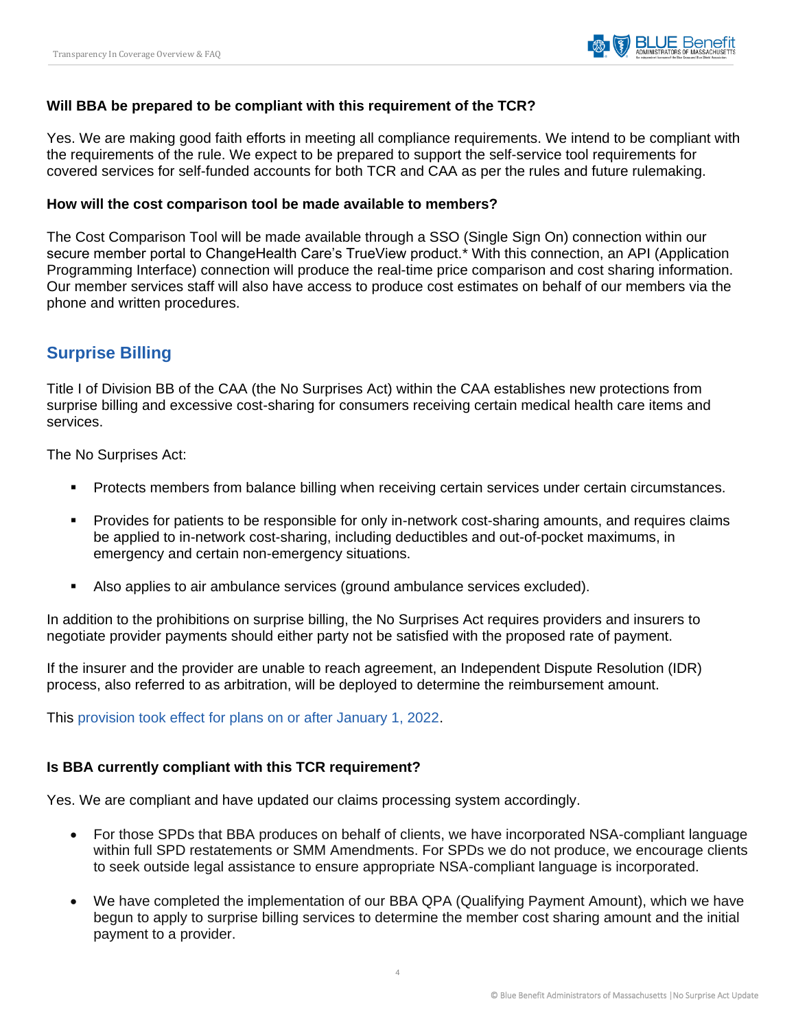**Will BBA be prepared to be compliant with this requirement of the TCR?**

Yes. We are making good faith efforts in meeting all compliance requirements. We intend to be compliant with the requirements of the rule. We expect to be prepared to support the self-service tool requirements for covered services for self-funded accounts for both TCR and CAA as per the rules and future rulemaking.

**How will the cost comparison tool be made available to members?**

The Cost Comparison Tool will be made available through a SSO (Single Sign On) connection within our secure member portal to ChangeHealth Care's TrueView product.* With this connection, an API (Application Programming Interface) connection will produce the real-time price comparison and cost sharing information. Our member services staff will also have access to produce cost estimates on behalf of our members via the phone and written procedures.

## Surprise Billing

Title I of Division BB of the CAA (the No Surprises Act) within the CAA establishes new protections from surprise billing and excessive cost-sharing for consumers receiving certain medical health care items and services.

The No Surprises Act:

- Protects members from balance billing when receiving certain services under certain circumstances.
- Provides for patients to be responsible for only in-network cost-sharing amounts, and requires claims be applied to in-network cost-sharing, including deductibles and out-of-pocket maximums, in emergency and certain non-emergency situations.
- Also applies to air ambulance services (ground ambulance services excluded).

In addition to the prohibitions on surprise billing, the No Surprises Act requires providers and insurers to negotiate provider payments should either party not be satisfied with the proposed rate of payment.

If the insurer and the provider are unable to reach agreement, an Independent Dispute Resolution (IDR) process, also referred to as arbitration, will be deployed to determine the reimbursement amount.

This provision took effect for plans on or after January 1, 2022.

**Is BBA currently compliant with this TCR requirement?**

Yes. We are compliant and have updated our claims processing system accordingly.

- For those SPDs that BBA produces on behalf of clients, we have incorporated NSA-compliant language within full SPD restatements or SMM Amendments. For SPDs we do not produce, we encourage clients to seek outside legal assistance to ensure appropriate NSA-compliant language is incorporated.
- We have completed the implementation of our BBA QPA (Qualifying Payment Amount), which we have begun to apply to surprise billing services to determine the member cost sharing amount and the initial payment to a provider.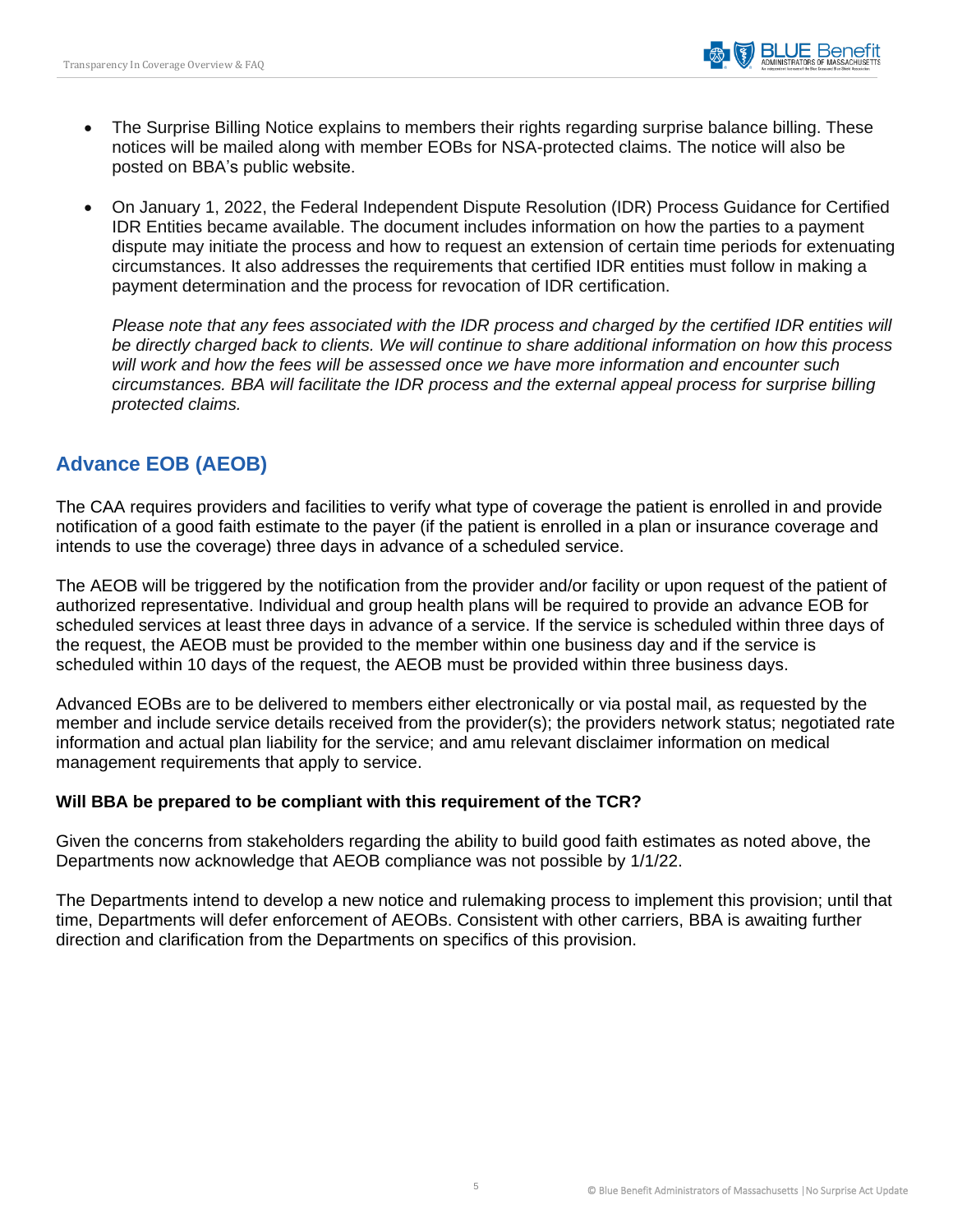- The Surprise Billing Notice explains to members their rights regarding surprise balance billing. These notices will be mailed along with member EOBs for NSA-protected claims. The notice will also be posted on BBA's public website.

- On January 1, 2022, the Federal Independent Dispute Resolution (IDR) Process Guidance for Certified IDR Entities became available. The document includes information on how the parties to a payment dispute may initiate the process and how to request an extension of certain time periods for extenuating circumstances. It also addresses the requirements that certified IDR entities must follow in making a payment determination and the process for revocation of IDR certification.

  *Please note that any fees associated with the IDR process and charged by the certified IDR entities will be directly charged back to clients. We will continue to share additional information on how this process will work and how the fees will be assessed once we have more information and encounter such circumstances. BBA will facilitate the IDR process and the external appeal process for surprise billing protected claims.*

## Advance EOB (AEOB)

The CAA requires providers and facilities to verify what type of coverage the patient is enrolled in and provide notification of a good faith estimate to the payer (if the patient is enrolled in a plan or insurance coverage and intends to use the coverage) three days in advance of a scheduled service.

The AEOB will be triggered by the notification from the provider and/or facility or upon request of the patient of authorized representative. Individual and group health plans will be required to provide an advance EOB for scheduled services at least three days in advance of a service. If the service is scheduled within three days of the request, the AEOB must be provided to the member within one business day and if the service is scheduled within 10 days of the request, the AEOB must be provided within three business days.

Advanced EOBs are to be delivered to members either electronically or via postal mail, as requested by the member and include service details received from the provider(s); the providers network status; negotiated rate information and actual plan liability for the service; and amu relevant disclaimer information on medical management requirements that apply to service.

**Will BBA be prepared to be compliant with this requirement of the TCR?**

Given the concerns from stakeholders regarding the ability to build good faith estimates as noted above, the Departments now acknowledge that AEOB compliance was not possible by 1/1/22.

The Departments intend to develop a new notice and rulemaking process to implement this provision; until that time, Departments will defer enforcement of AEOBs. Consistent with other carriers, BBA is awaiting further direction and clarification from the Departments on specifics of this provision.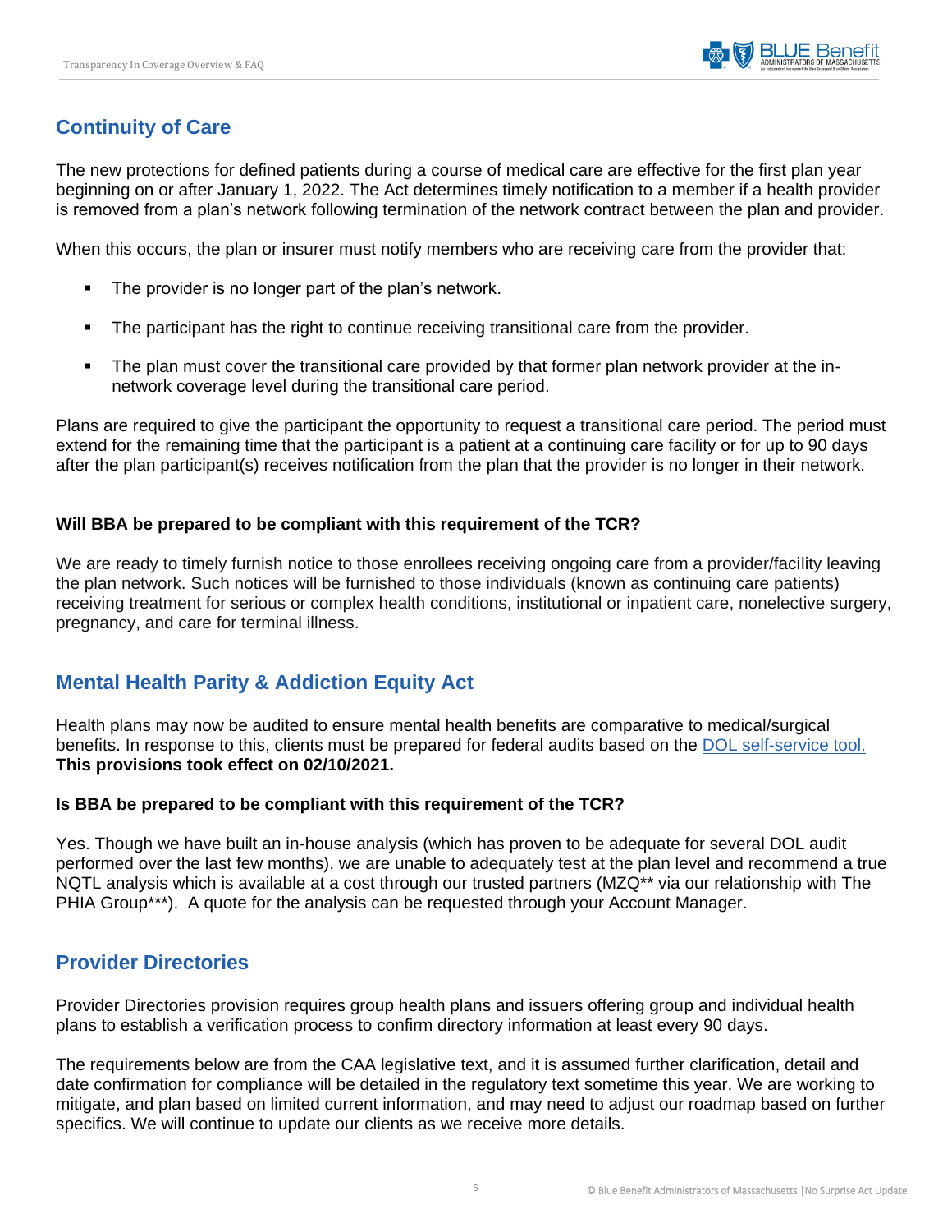## Continuity of Care

The new protections for defined patients during a course of medical care are effective for the first plan year beginning on or after January 1, 2022. The Act determines timely notification to a member if a health provider is removed from a plan's network following termination of the network contract between the plan and provider.

When this occurs, the plan or insurer must notify members who are receiving care from the provider that:

- The provider is no longer part of the plan's network.
- The participant has the right to continue receiving transitional care from the provider.
- The plan must cover the transitional care provided by that former plan network provider at the in-network coverage level during the transitional care period.

Plans are required to give the participant the opportunity to request a transitional care period. The period must extend for the remaining time that the participant is a patient at a continuing care facility or for up to 90 days after the plan participant(s) receives notification from the plan that the provider is no longer in their network.

#### Will BBA be prepared to be compliant with this requirement of the TCR?

We are ready to timely furnish notice to those enrollees receiving ongoing care from a provider/facility leaving the plan network. Such notices will be furnished to those individuals (known as continuing care patients) receiving treatment for serious or complex health conditions, institutional or inpatient care, nonelective surgery, pregnancy, and care for terminal illness.

## Mental Health Parity & Addiction Equity Act

Health plans may now be audited to ensure mental health benefits are comparative to medical/surgical benefits. In response to this, clients must be prepared for federal audits based on the DOL self-service tool. **This provisions took effect on 02/10/2021.**

#### Is BBA be prepared to be compliant with this requirement of the TCR?

Yes. Though we have built an in-house analysis (which has proven to be adequate for several DOL audit performed over the last few months), we are unable to adequately test at the plan level and recommend a true NQTL analysis which is available at a cost through our trusted partners (MZQ** via our relationship with The PHIA Group***). A quote for the analysis can be requested through your Account Manager.

## Provider Directories

Provider Directories provision requires group health plans and issuers offering group and individual health plans to establish a verification process to confirm directory information at least every 90 days.

The requirements below are from the CAA legislative text, and it is assumed further clarification, detail and date confirmation for compliance will be detailed in the regulatory text sometime this year. We are working to mitigate, and plan based on limited current information, and may need to adjust our roadmap based on further specifics. We will continue to update our clients as we receive more details.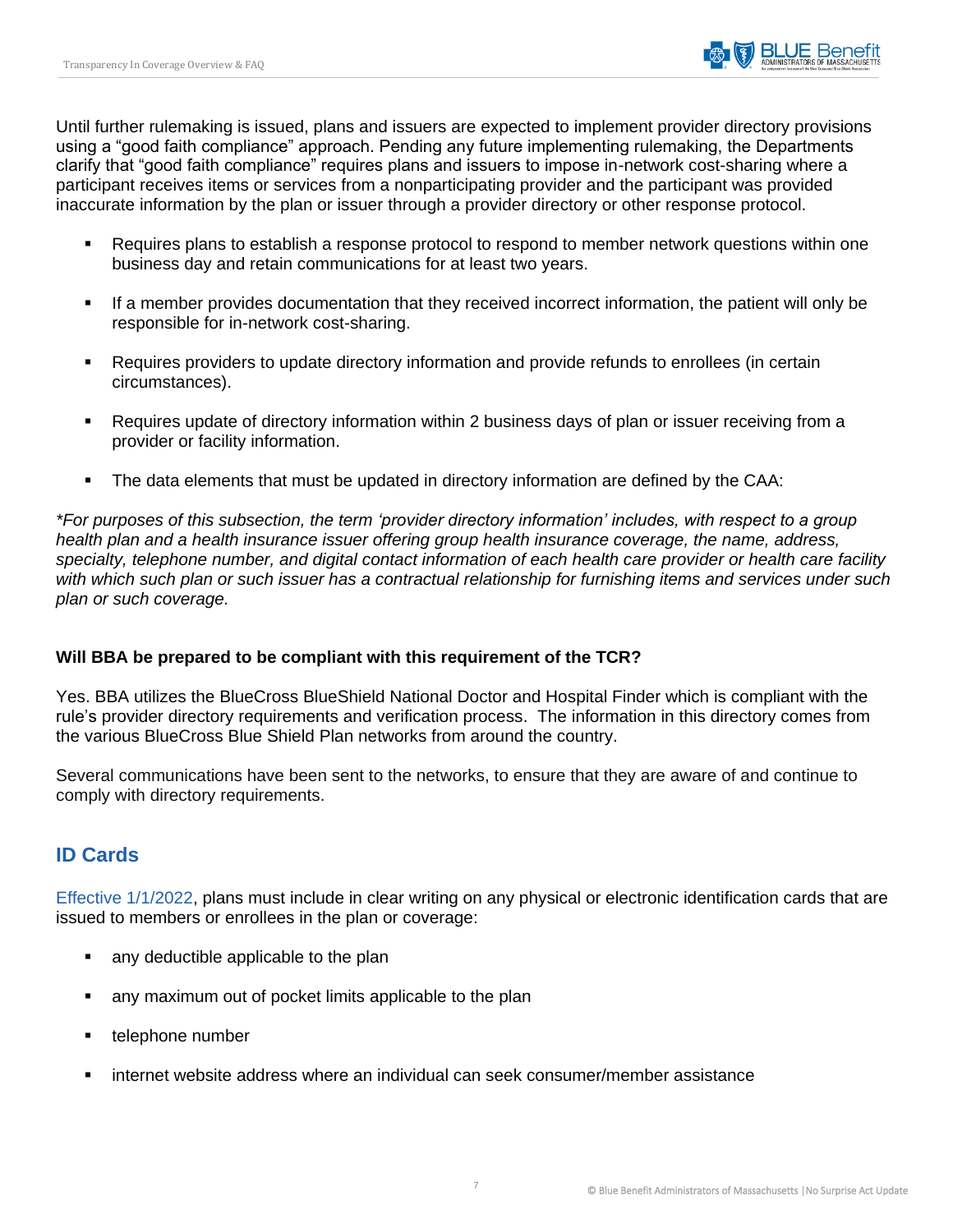Until further rulemaking is issued, plans and issuers are expected to implement provider directory provisions using a "good faith compliance" approach. Pending any future implementing rulemaking, the Departments clarify that "good faith compliance" requires plans and issuers to impose in-network cost-sharing where a participant receives items or services from a nonparticipating provider and the participant was provided inaccurate information by the plan or issuer through a provider directory or other response protocol.

- Requires plans to establish a response protocol to respond to member network questions within one business day and retain communications for at least two years.
- If a member provides documentation that they received incorrect information, the patient will only be responsible for in-network cost-sharing.
- Requires providers to update directory information and provide refunds to enrollees (in certain circumstances).
- Requires update of directory information within 2 business days of plan or issuer receiving from a provider or facility information.
- The data elements that must be updated in directory information are defined by the CAA:

*\*For purposes of this subsection, the term 'provider directory information' includes, with respect to a group health plan and a health insurance issuer offering group health insurance coverage, the name, address, specialty, telephone number, and digital contact information of each health care provider or health care facility with which such plan or such issuer has a contractual relationship for furnishing items and services under such plan or such coverage.*

**Will BBA be prepared to be compliant with this requirement of the TCR?**

Yes. BBA utilizes the BlueCross BlueShield National Doctor and Hospital Finder which is compliant with the rule's provider directory requirements and verification process. The information in this directory comes from the various BlueCross Blue Shield Plan networks from around the country.

Several communications have been sent to the networks, to ensure that they are aware of and continue to comply with directory requirements.

## ID Cards

Effective 1/1/2022, plans must include in clear writing on any physical or electronic identification cards that are issued to members or enrollees in the plan or coverage:

- any deductible applicable to the plan
- any maximum out of pocket limits applicable to the plan
- telephone number
- internet website address where an individual can seek consumer/member assistance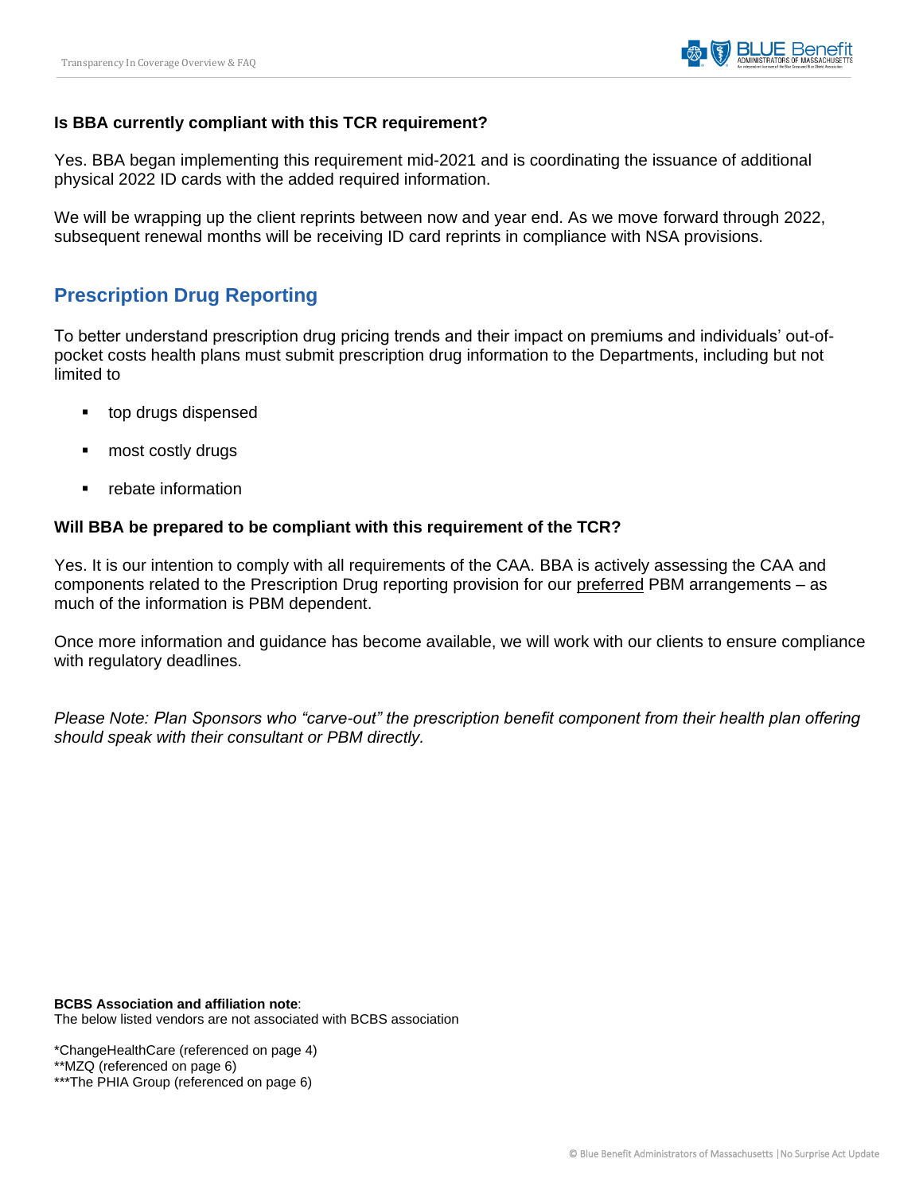**Is BBA currently compliant with this TCR requirement?**

Yes. BBA began implementing this requirement mid-2021 and is coordinating the issuance of additional physical 2022 ID cards with the added required information.

We will be wrapping up the client reprints between now and year end. As we move forward through 2022, subsequent renewal months will be receiving ID card reprints in compliance with NSA provisions.

## Prescription Drug Reporting

To better understand prescription drug pricing trends and their impact on premiums and individuals' out-of-pocket costs health plans must submit prescription drug information to the Departments, including but not limited to

- top drugs dispensed
- most costly drugs
- rebate information

**Will BBA be prepared to be compliant with this requirement of the TCR?**

Yes. It is our intention to comply with all requirements of the CAA. BBA is actively assessing the CAA and components related to the Prescription Drug reporting provision for our preferred PBM arrangements – as much of the information is PBM dependent.

Once more information and guidance has become available, we will work with our clients to ensure compliance with regulatory deadlines.

*Please Note: Plan Sponsors who "carve-out" the prescription benefit component from their health plan offering should speak with their consultant or PBM directly.*

**BCBS Association and affiliation note**:
The below listed vendors are not associated with BCBS association

*ChangeHealthCare (referenced on page 4)
**MZQ (referenced on page 6)
***The PHIA Group (referenced on page 6)